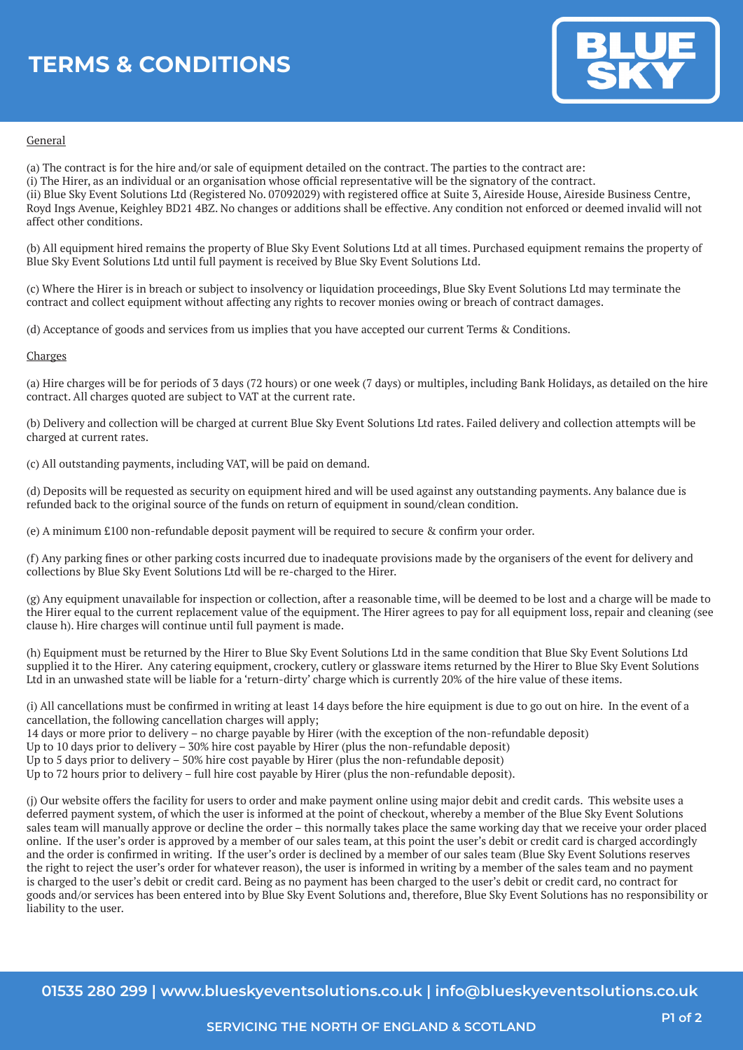# TERMS & CONDITIONS

BLUE SKY

General

(a) The contract is for the hire and/or sale of equipment detailed on the contract. The parties to the contract are:
(i) The Hirer, as an individual or an organisation whose official representative will be the signatory of the contract.
(ii) Blue Sky Event Solutions Ltd (Registered No. 07092029) with registered office at Suite 3, Aireside House, Aireside Business Centre, Royd Ings Avenue, Keighley BD21 4BZ. No changes or additions shall be effective. Any condition not enforced or deemed invalid will not affect other conditions.

(b) All equipment hired remains the property of Blue Sky Event Solutions Ltd at all times. Purchased equipment remains the property of Blue Sky Event Solutions Ltd until full payment is received by Blue Sky Event Solutions Ltd.

(c) Where the Hirer is in breach or subject to insolvency or liquidation proceedings, Blue Sky Event Solutions Ltd may terminate the contract and collect equipment without affecting any rights to recover monies owing or breach of contract damages.

(d) Acceptance of goods and services from us implies that you have accepted our current Terms & Conditions.

Charges

(a) Hire charges will be for periods of 3 days (72 hours) or one week (7 days) or multiples, including Bank Holidays, as detailed on the hire contract. All charges quoted are subject to VAT at the current rate.

(b) Delivery and collection will be charged at current Blue Sky Event Solutions Ltd rates. Failed delivery and collection attempts will be charged at current rates.

(c) All outstanding payments, including VAT, will be paid on demand.

(d) Deposits will be requested as security on equipment hired and will be used against any outstanding payments. Any balance due is refunded back to the original source of the funds on return of equipment in sound/clean condition.

(e) A minimum £100 non-refundable deposit payment will be required to secure & confirm your order.

(f) Any parking fines or other parking costs incurred due to inadequate provisions made by the organisers of the event for delivery and collections by Blue Sky Event Solutions Ltd will be re-charged to the Hirer.

(g) Any equipment unavailable for inspection or collection, after a reasonable time, will be deemed to be lost and a charge will be made to the Hirer equal to the current replacement value of the equipment. The Hirer agrees to pay for all equipment loss, repair and cleaning (see clause h). Hire charges will continue until full payment is made.

(h) Equipment must be returned by the Hirer to Blue Sky Event Solutions Ltd in the same condition that Blue Sky Event Solutions Ltd supplied it to the Hirer. Any catering equipment, crockery, cutlery or glassware items returned by the Hirer to Blue Sky Event Solutions Ltd in an unwashed state will be liable for a 'return-dirty' charge which is currently 20% of the hire value of these items.

(i) All cancellations must be confirmed in writing at least 14 days before the hire equipment is due to go out on hire. In the event of a cancellation, the following cancellation charges will apply;
14 days or more prior to delivery – no charge payable by Hirer (with the exception of the non-refundable deposit)
Up to 10 days prior to delivery – 30% hire cost payable by Hirer (plus the non-refundable deposit)
Up to 5 days prior to delivery – 50% hire cost payable by Hirer (plus the non-refundable deposit)
Up to 72 hours prior to delivery – full hire cost payable by Hirer (plus the non-refundable deposit).

(j) Our website offers the facility for users to order and make payment online using major debit and credit cards. This website uses a deferred payment system, of which the user is informed at the point of checkout, whereby a member of the Blue Sky Event Solutions sales team will manually approve or decline the order – this normally takes place the same working day that we receive your order placed online. If the user's order is approved by a member of our sales team, at this point the user's debit or credit card is charged accordingly and the order is confirmed in writing. If the user's order is declined by a member of our sales team (Blue Sky Event Solutions reserves the right to reject the user's order for whatever reason), the user is informed in writing by a member of the sales team and no payment is charged to the user's debit or credit card. Being as no payment has been charged to the user's debit or credit card, no contract for goods and/or services has been entered into by Blue Sky Event Solutions and, therefore, Blue Sky Event Solutions has no responsibility or liability to the user.

01535 280 299 | www.blueskyeventsolutions.co.uk | info@blueskyeventsolutions.co.uk

SERVICING THE NORTH OF ENGLAND & SCOTLAND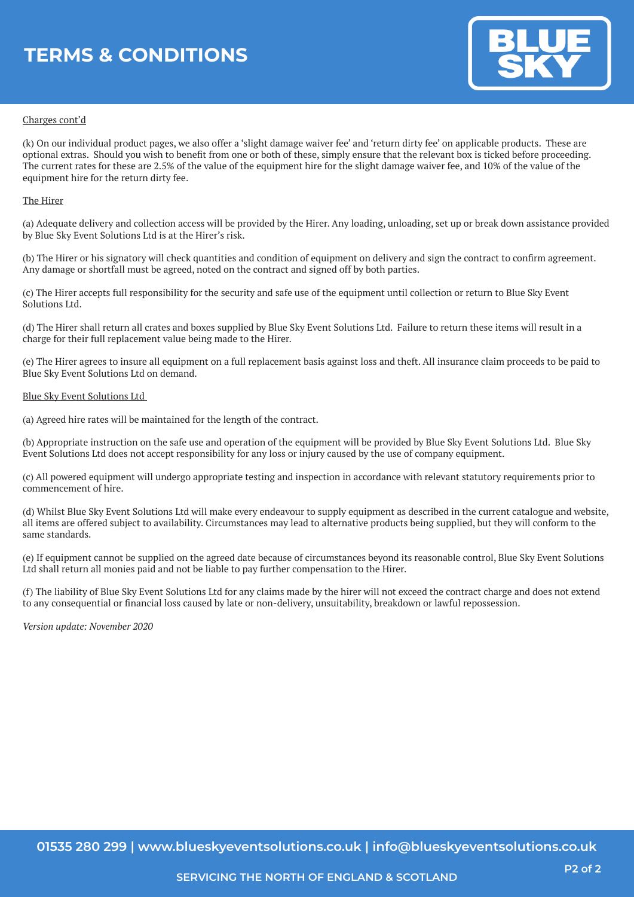# TERMS & CONDITIONS

Charges cont'd

(k) On our individual product pages, we also offer a 'slight damage waiver fee' and 'return dirty fee' on applicable products. These are optional extras. Should you wish to benefit from one or both of these, simply ensure that the relevant box is ticked before proceeding. The current rates for these are 2.5% of the value of the equipment hire for the slight damage waiver fee, and 10% of the value of the equipment hire for the return dirty fee.

The Hirer

(a) Adequate delivery and collection access will be provided by the Hirer. Any loading, unloading, set up or break down assistance provided by Blue Sky Event Solutions Ltd is at the Hirer's risk.

(b) The Hirer or his signatory will check quantities and condition of equipment on delivery and sign the contract to confirm agreement. Any damage or shortfall must be agreed, noted on the contract and signed off by both parties.

(c) The Hirer accepts full responsibility for the security and safe use of the equipment until collection or return to Blue Sky Event Solutions Ltd.

(d) The Hirer shall return all crates and boxes supplied by Blue Sky Event Solutions Ltd. Failure to return these items will result in a charge for their full replacement value being made to the Hirer.

(e) The Hirer agrees to insure all equipment on a full replacement basis against loss and theft. All insurance claim proceeds to be paid to Blue Sky Event Solutions Ltd on demand.

Blue Sky Event Solutions Ltd

(a) Agreed hire rates will be maintained for the length of the contract.

(b) Appropriate instruction on the safe use and operation of the equipment will be provided by Blue Sky Event Solutions Ltd. Blue Sky Event Solutions Ltd does not accept responsibility for any loss or injury caused by the use of company equipment.

(c) All powered equipment will undergo appropriate testing and inspection in accordance with relevant statutory requirements prior to commencement of hire.

(d) Whilst Blue Sky Event Solutions Ltd will make every endeavour to supply equipment as described in the current catalogue and website, all items are offered subject to availability. Circumstances may lead to alternative products being supplied, but they will conform to the same standards.

(e) If equipment cannot be supplied on the agreed date because of circumstances beyond its reasonable control, Blue Sky Event Solutions Ltd shall return all monies paid and not be liable to pay further compensation to the Hirer.

(f) The liability of Blue Sky Event Solutions Ltd for any claims made by the hirer will not exceed the contract charge and does not extend to any consequential or financial loss caused by late or non-delivery, unsuitability, breakdown or lawful repossession.

*Version update: November 2020*

01535 280 299 | www.blueskyeventsolutions.co.uk | info@blueskyeventsolutions.co.uk

SERVICING THE NORTH OF ENGLAND & SCOTLAND